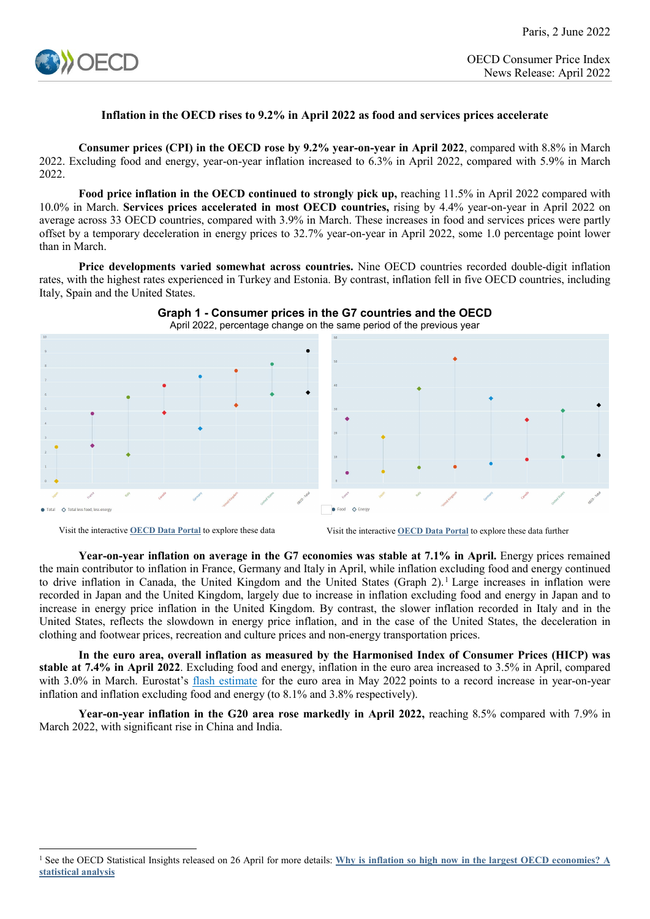OECD Consumer Price Index
News Release: April 2022

Paris, 2 June 2022

### Inflation in the OECD rises to 9.2% in April 2022 as food and services prices accelerate

**Consumer prices (CPI) in the OECD rose by 9.2% year-on-year in April 2022**, compared with 8.8% in March 2022. Excluding food and energy, year-on-year inflation increased to 6.3% in April 2022, compared with 5.9% in March 2022.

**Food price inflation in the OECD continued to strongly pick up,** reaching 11.5% in April 2022 compared with 10.0% in March. **Services prices accelerated in most OECD countries,** rising by 4.4% year-on-year in April 2022 on average across 33 OECD countries, compared with 3.9% in March. These increases in food and services prices were partly offset by a temporary deceleration in energy prices to 32.7% year-on-year in April 2022, some 1.0 percentage point lower than in March.

**Price developments varied somewhat across countries.** Nine OECD countries recorded double-digit inflation rates, with the highest rates experienced in Turkey and Estonia. By contrast, inflation fell in five OECD countries, including Italy, Spain and the United States.

**Graph 1 - Consumer prices in the G7 countries and the OECD**
April 2022, percentage change on the same period of the previous year

Visit the interactive **OECD Data Portal** to explore these data

Visit the interactive **OECD Data Portal** to explore these data further

**Year-on-year inflation on average in the G7 economies was stable at 7.1% in April.** Energy prices remained the main contributor to inflation in France, Germany and Italy in April, while inflation excluding food and energy continued to drive inflation in Canada, the United Kingdom and the United States (Graph 2).[1] Large increases in inflation were recorded in Japan and the United Kingdom, largely due to increase in inflation excluding food and energy in Japan and to increase in energy price inflation in the United Kingdom. By contrast, the slower inflation recorded in Italy and in the United States, reflects the slowdown in energy price inflation, and in the case of the United States, the deceleration in clothing and footwear prices, recreation and culture prices and non-energy transportation prices.

**In the euro area, overall inflation as measured by the Harmonised Index of Consumer Prices (HICP) was stable at 7.4% in April 2022**. Excluding food and energy, inflation in the euro area increased to 3.5% in April, compared with 3.0% in March. Eurostat's flash estimate for the euro area in May 2022 points to a record increase in year-on-year inflation and inflation excluding food and energy (to 8.1% and 3.8% respectively).

**Year-on-year inflation in the G20 area rose markedly in April 2022,** reaching 8.5% compared with 7.9% in March 2022, with significant rise in China and India.

[1] See the OECD Statistical Insights released on 26 April for more details: **Why is inflation so high now in the largest OECD economies? A statistical analysis**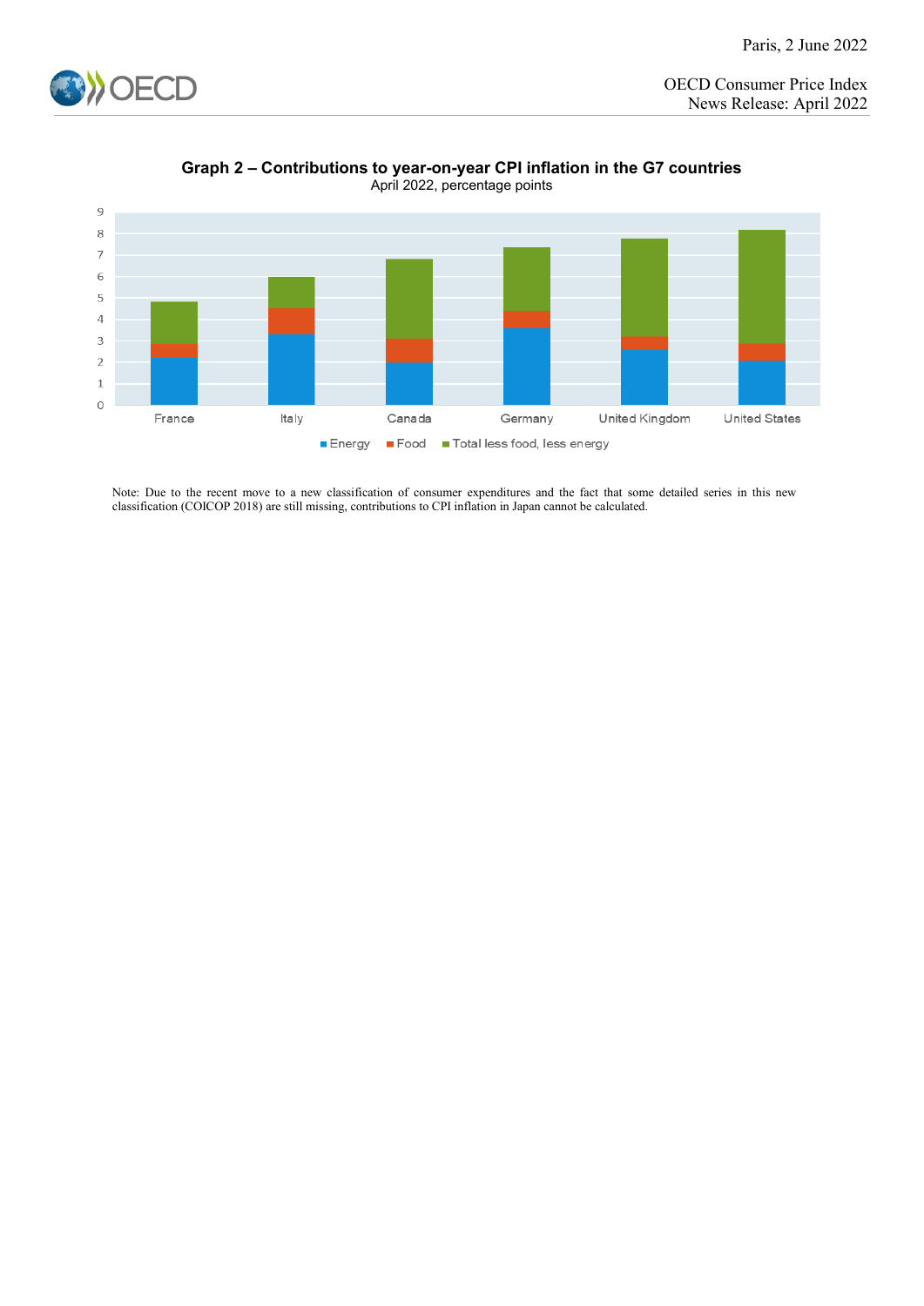### Graph 2 – Contributions to year-on-year CPI inflation in the G7 countries

April 2022, percentage points

Note: Due to the recent move to a new classification of consumer expenditures and the fact that some detailed series in this new classification (COICOP 2018) are still missing, contributions to CPI inflation in Japan cannot be calculated.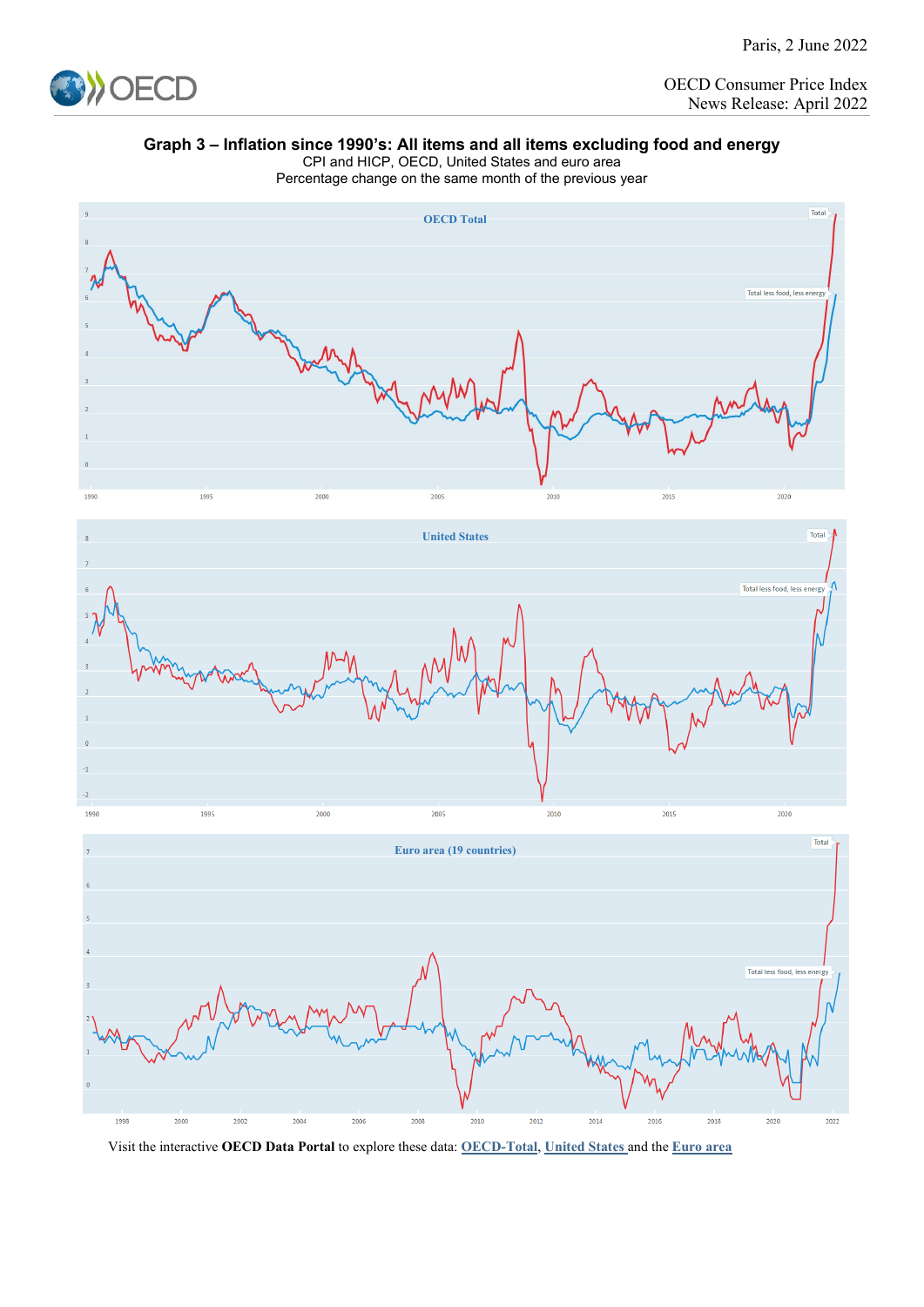### Graph 3 – Inflation since 1990's: All items and all items excluding food and energy

CPI and HICP, OECD, United States and euro area

Percentage change on the same month of the previous year

Visit the interactive **OECD Data Portal** to explore these data: **OECD-Total**, **United States** and the **Euro area**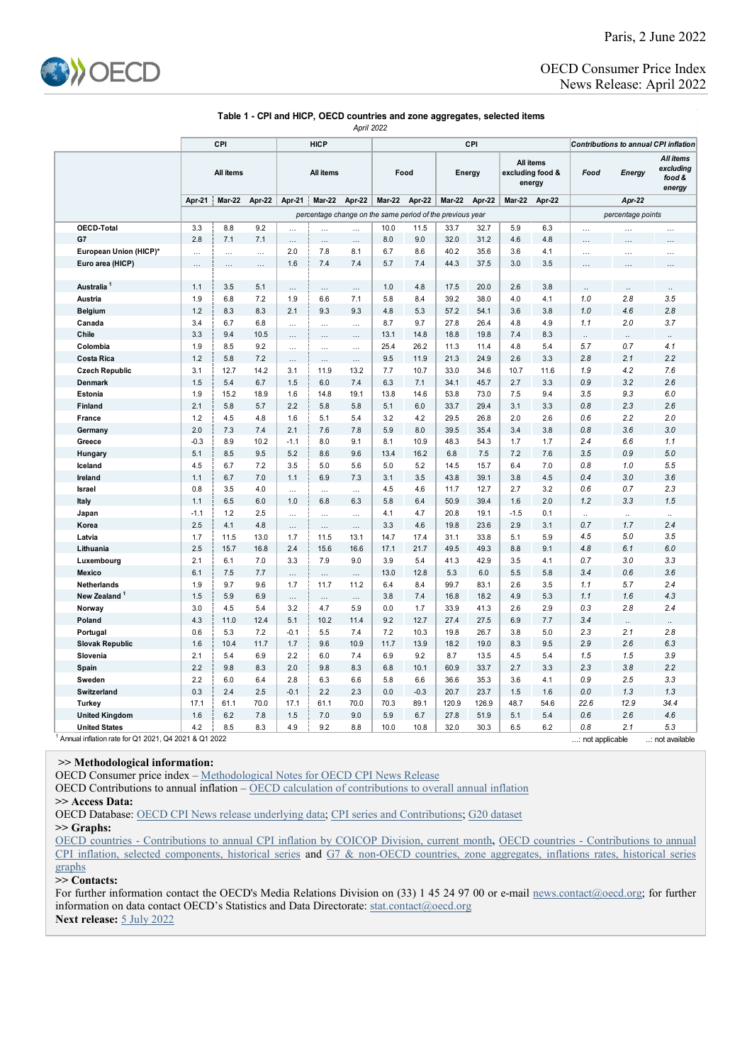Paris, 2 June 2022

OECD Consumer Price Index
News Release: April 2022

### Table 1 - CPI and HICP, OECD countries and zone aggregates, selected items

*April 2022*

| | CPI | | | HICP | | | CPI | | | | | | *Contributions to annual CPI inflation* | | |
|---|---|---|---|---|---|---|---|---|---|---|---|---|---|---|---|
| | All items | | | All items | | | Food | | Energy | | All items excluding food & energy | | *Food* | *Energy* | *All items excluding food & energy* |
| | Apr-21 | Mar-22 | Apr-22 | Apr-21 | Mar-22 | Apr-22 | Mar-22 | Apr-22 | Mar-22 | Apr-22 | Mar-22 | Apr-22 | *Apr-22* | | |
| | *percentage change on the same period of the previous year* | | | | | | | | | | | | *percentage points* | | |
| **OECD-Total** | 3.3 | 8.8 | 9.2 | ... | ... | ... | 10.0 | 11.5 | 33.7 | 32.7 | 5.9 | 6.3 | ... | ... | ... |
| **G7** | 2.8 | 7.1 | 7.1 | ... | ... | ... | 8.0 | 9.0 | 32.0 | 31.2 | 4.6 | 4.8 | ... | ... | ... |
| **European Union (HICP)*** | ... | ... | ... | 2.0 | 7.8 | 8.1 | 6.7 | 8.6 | 40.2 | 35.6 | 3.6 | 4.1 | ... | ... | ... |
| **Euro area (HICP)** | ... | ... | ... | 1.6 | 7.4 | 7.4 | 5.7 | 7.4 | 44.3 | 37.5 | 3.0 | 3.5 | ... | ... | ... |
| | | | | | | | | | | | | | | | |
| **Australia** [1] | 1.1 | 3.5 | 5.1 | ... | ... | ... | 1.0 | 4.8 | 17.5 | 20.0 | 2.6 | 3.8 | .. | .. | .. |
| **Austria** | 1.9 | 6.8 | 7.2 | 1.9 | 6.6 | 7.1 | 5.8 | 8.4 | 39.2 | 38.0 | 4.0 | 4.1 | *1.0* | *2.8* | *3.5* |
| **Belgium** | 1.2 | 8.3 | 8.3 | 2.1 | 9.3 | 9.3 | 4.8 | 5.3 | 57.2 | 54.1 | 3.6 | 3.8 | *1.0* | *4.6* | *2.8* |
| **Canada** | 3.4 | 6.7 | 6.8 | ... | ... | ... | 8.7 | 9.7 | 27.8 | 26.4 | 4.8 | 4.9 | *1.1* | *2.0* | *3.7* |
| **Chile** | 3.3 | 9.4 | 10.5 | ... | ... | ... | 13.1 | 14.8 | 18.8 | 19.8 | 7.4 | 8.3 | .. | .. | .. |
| **Colombia** | 1.9 | 8.5 | 9.2 | ... | ... | ... | 25.4 | 26.2 | 11.3 | 11.4 | 4.8 | 5.4 | *5.7* | *0.7* | *4.1* |
| **Costa Rica** | 1.2 | 5.8 | 7.2 | ... | ... | ... | 9.5 | 11.9 | 21.3 | 24.9 | 2.6 | 3.3 | *2.8* | *2.1* | *2.2* |
| **Czech Republic** | 3.1 | 12.7 | 14.2 | 3.1 | 11.9 | 13.2 | 7.7 | 10.7 | 33.0 | 34.6 | 10.7 | 11.6 | *1.9* | *4.2* | *7.6* |
| **Denmark** | 1.5 | 5.4 | 6.7 | 1.5 | 6.0 | 7.4 | 6.3 | 7.1 | 34.1 | 45.7 | 2.7 | 3.3 | *0.9* | *3.2* | *2.6* |
| **Estonia** | 1.9 | 15.2 | 18.9 | 1.6 | 14.8 | 19.1 | 13.8 | 14.6 | 53.8 | 73.0 | 7.5 | 9.4 | *3.5* | *9.3* | *6.0* |
| **Finland** | 2.1 | 5.8 | 5.7 | 2.2 | 5.8 | 5.8 | 5.1 | 6.0 | 33.7 | 29.4 | 3.1 | 3.3 | *0.8* | *2.3* | *2.6* |
| **France** | 1.2 | 4.5 | 4.8 | 1.6 | 5.1 | 5.4 | 3.2 | 4.2 | 29.5 | 26.8 | 2.0 | 2.6 | *0.6* | *2.2* | *2.0* |
| **Germany** | 2.0 | 7.3 | 7.4 | 2.1 | 7.6 | 7.8 | 5.9 | 8.0 | 39.5 | 35.4 | 3.4 | 3.8 | *0.8* | *3.6* | *3.0* |
| **Greece** | -0.3 | 8.9 | 10.2 | -1.1 | 8.0 | 9.1 | 8.1 | 10.9 | 48.3 | 54.3 | 1.7 | 1.7 | *2.4* | *6.6* | *1.1* |
| **Hungary** | 5.1 | 8.5 | 9.5 | 5.2 | 8.6 | 9.6 | 13.4 | 16.2 | 6.8 | 7.5 | 7.2 | 7.6 | *3.5* | *0.9* | *5.0* |
| **Iceland** | 4.5 | 6.7 | 7.2 | 3.5 | 5.0 | 5.6 | 5.0 | 5.2 | 14.5 | 15.7 | 6.4 | 7.0 | *0.8* | *1.0* | *5.5* |
| **Ireland** | 1.1 | 6.7 | 7.0 | 1.1 | 6.9 | 7.3 | 3.1 | 3.5 | 43.8 | 39.1 | 3.8 | 4.5 | *0.4* | *3.0* | *3.6* |
| **Israel** | 0.8 | 3.5 | 4.0 | ... | ... | ... | 4.5 | 4.6 | 11.7 | 12.7 | 2.7 | 3.2 | *0.6* | *0.7* | *2.3* |
| **Italy** | 1.1 | 6.5 | 6.0 | 1.0 | 6.8 | 6.3 | 5.8 | 6.4 | 50.9 | 39.4 | 1.6 | 2.0 | *1.2* | *3.3* | *1.5* |
| **Japan** | -1.1 | 1.2 | 2.5 | ... | ... | ... | 4.1 | 4.7 | 20.8 | 19.1 | -1.5 | 0.1 | .. | .. | .. |
| **Korea** | 2.5 | 4.1 | 4.8 | ... | ... | ... | 3.3 | 4.6 | 19.8 | 23.6 | 2.9 | 3.1 | *0.7* | *1.7* | *2.4* |
| **Latvia** | 1.7 | 11.5 | 13.0 | 1.7 | 11.5 | 13.1 | 14.7 | 17.4 | 31.1 | 33.8 | 5.1 | 5.9 | *4.5* | *5.0* | *3.5* |
| **Lithuania** | 2.5 | 15.7 | 16.8 | 2.4 | 15.6 | 16.6 | 17.1 | 21.7 | 49.5 | 49.3 | 8.8 | 9.1 | *4.8* | *6.1* | *6.0* |
| **Luxembourg** | 2.1 | 6.1 | 7.0 | 3.3 | 7.9 | 9.0 | 3.9 | 5.4 | 41.3 | 42.9 | 3.5 | 4.1 | *0.7* | *3.0* | *3.3* |
| **Mexico** | 6.1 | 7.5 | 7.7 | ... | ... | ... | 13.0 | 12.8 | 5.3 | 6.0 | 5.5 | 5.8 | *3.4* | *0.6* | *3.6* |
| **Netherlands** | 1.9 | 9.7 | 9.6 | 1.7 | 11.7 | 11.2 | 6.4 | 8.4 | 99.7 | 83.1 | 2.6 | 3.5 | *1.1* | *5.7* | *2.4* |
| **New Zealand** [1] | 1.5 | 5.9 | 6.9 | ... | ... | ... | 3.8 | 7.4 | 16.8 | 18.2 | 4.9 | 5.3 | *1.1* | *1.6* | *4.3* |
| **Norway** | 3.0 | 4.5 | 5.4 | 3.2 | 4.7 | 5.9 | 0.0 | 1.7 | 33.9 | 41.3 | 2.6 | 2.9 | *0.3* | *2.8* | *2.4* |
| **Poland** | 4.3 | 11.0 | 12.4 | 5.1 | 10.2 | 11.4 | 9.2 | 12.7 | 27.4 | 27.5 | 6.9 | 7.7 | *3.4* | .. | .. |
| **Portugal** | 0.6 | 5.3 | 7.2 | -0.1 | 5.5 | 7.4 | 7.2 | 10.3 | 19.8 | 26.7 | 3.8 | 5.0 | *2.3* | *2.1* | *2.8* |
| **Slovak Republic** | 1.6 | 10.4 | 11.7 | 1.7 | 9.6 | 10.9 | 11.7 | 13.9 | 18.2 | 19.0 | 8.3 | 9.5 | *2.9* | *2.6* | *6.3* |
| **Slovenia** | 2.1 | 5.4 | 6.9 | 2.2 | 6.0 | 7.4 | 6.9 | 9.2 | 8.7 | 13.5 | 4.5 | 5.4 | *1.5* | *1.5* | *3.9* |
| **Spain** | 2.2 | 9.8 | 8.3 | 2.0 | 9.8 | 8.3 | 6.8 | 10.1 | 60.9 | 33.7 | 2.7 | 3.3 | *2.3* | *3.8* | *2.2* |
| **Sweden** | 2.2 | 6.0 | 6.4 | 2.8 | 6.3 | 6.6 | 5.8 | 6.6 | 36.6 | 35.3 | 3.6 | 4.1 | *0.9* | *2.5* | *3.3* |
| **Switzerland** | 0.3 | 2.4 | 2.5 | -0.1 | 2.2 | 2.3 | 0.0 | -0.3 | 20.7 | 23.7 | 1.5 | 1.6 | *0.0* | *1.3* | *1.3* |
| **Turkey** | 17.1 | 61.1 | 70.0 | 17.1 | 61.1 | 70.0 | 70.3 | 89.1 | 120.9 | 126.9 | 48.7 | 54.6 | *22.6* | *12.9* | *34.4* |
| **United Kingdom** | 1.6 | 6.2 | 7.8 | 1.5 | 7.0 | 9.0 | 5.9 | 6.7 | 27.8 | 51.9 | 5.1 | 5.4 | *0.6* | *2.6* | *4.6* |
| **United States** | 4.2 | 8.5 | 8.3 | 4.9 | 9.2 | 8.8 | 10.0 | 10.8 | 32.0 | 30.3 | 6.5 | 6.2 | *0.8* | *2.1* | *5.3* |

[1] Annual inflation rate for Q1 2021, Q4 2021 & Q1 2022

...: not applicable  ..: not available

**>> Methodological information:**
OECD Consumer price index – Methodological Notes for OECD CPI News Release
OECD Contributions to annual inflation – OECD calculation of contributions to overall annual inflation
**>> Access Data:**
OECD Database: OECD CPI News release underlying data; CPI series and Contributions; G20 dataset
**>> Graphs:**
OECD countries - Contributions to annual CPI inflation by COICOP Division, current month, OECD countries - Contributions to annual CPI inflation, selected components, historical series and G7 & non-OECD countries, zone aggregates, inflations rates, historical series graphs
**>> Contacts:**
For further information contact the OECD's Media Relations Division on (33) 1 45 24 97 00 or e-mail news.contact@oecd.org; for further information on data contact OECD's Statistics and Data Directorate: stat.contact@oecd.org
**Next release:** 5 July 2022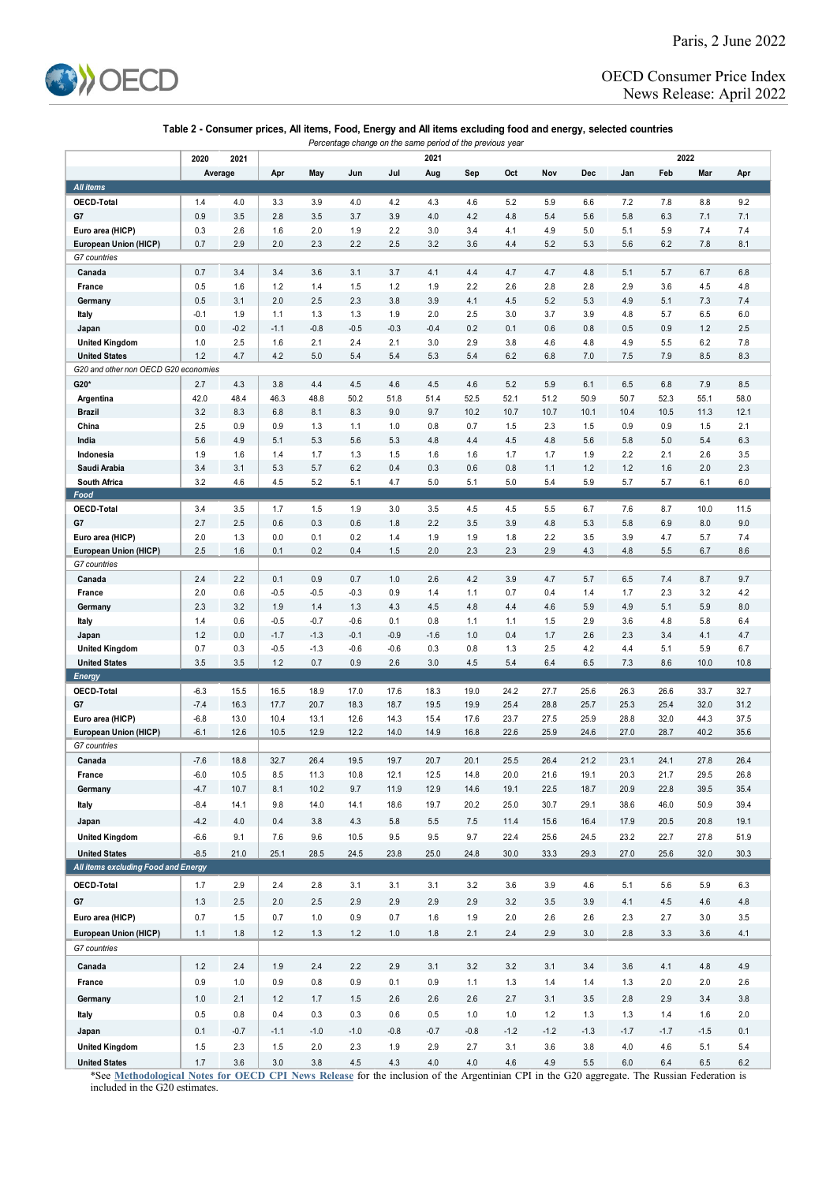Paris, 2 June 2022

OECD Consumer Price Index
News Release: April 2022

**Table 2 - Consumer prices, All items, Food, Energy and All items excluding food and energy, selected countries**

*Percentage change on the same period of the previous year*

| | 2020 | 2021 | 2021 | | | | | | | | | 2022 | | | |
|---|---|---|---|---|---|---|---|---|---|---|---|---|---|---|---|
| | Average | | Apr | May | Jun | Jul | Aug | Sep | Oct | Nov | Dec | Jan | Feb | Mar | Apr |
| ***All items*** | | | | | | | | | | | | | | | |
| **OECD-Total** | 1.4 | 4.0 | 3.3 | 3.9 | 4.0 | 4.2 | 4.3 | 4.6 | 5.2 | 5.9 | 6.6 | 7.2 | 7.8 | 8.8 | 9.2 |
| **G7** | 0.9 | 3.5 | 2.8 | 3.5 | 3.7 | 3.9 | 4.0 | 4.2 | 4.8 | 5.4 | 5.6 | 5.8 | 6.3 | 7.1 | 7.1 |
| **Euro area (HICP)** | 0.3 | 2.6 | 1.6 | 2.0 | 1.9 | 2.2 | 3.0 | 3.4 | 4.1 | 4.9 | 5.0 | 5.1 | 5.9 | 7.4 | 7.4 |
| **European Union (HICP)** | 0.7 | 2.9 | 2.0 | 2.3 | 2.2 | 2.5 | 3.2 | 3.6 | 4.4 | 5.2 | 5.3 | 5.6 | 6.2 | 7.8 | 8.1 |
| *G7 countries* | | | | | | | | | | | | | | | |
| **Canada** | 0.7 | 3.4 | 3.4 | 3.6 | 3.1 | 3.7 | 4.1 | 4.4 | 4.7 | 4.7 | 4.8 | 5.1 | 5.7 | 6.7 | 6.8 |
| **France** | 0.5 | 1.6 | 1.2 | 1.4 | 1.5 | 1.2 | 1.9 | 2.2 | 2.6 | 2.8 | 2.8 | 2.9 | 3.6 | 4.5 | 4.8 |
| **Germany** | 0.5 | 3.1 | 2.0 | 2.5 | 2.3 | 3.8 | 3.9 | 4.1 | 4.5 | 5.2 | 5.3 | 4.9 | 5.1 | 7.3 | 7.4 |
| **Italy** | -0.1 | 1.9 | 1.1 | 1.3 | 1.3 | 1.9 | 2.0 | 2.5 | 3.0 | 3.7 | 3.9 | 4.8 | 5.7 | 6.5 | 6.0 |
| **Japan** | 0.0 | -0.2 | -1.1 | -0.8 | -0.5 | -0.3 | -0.4 | 0.2 | 0.1 | 0.6 | 0.8 | 0.5 | 0.9 | 1.2 | 2.5 |
| **United Kingdom** | 1.0 | 2.5 | 1.6 | 2.1 | 2.4 | 2.1 | 3.0 | 2.9 | 3.8 | 4.6 | 4.8 | 4.9 | 5.5 | 6.2 | 7.8 |
| **United States** | 1.2 | 4.7 | 4.2 | 5.0 | 5.4 | 5.4 | 5.3 | 5.4 | 6.2 | 6.8 | 7.0 | 7.5 | 7.9 | 8.5 | 8.3 |
| *G20 and other non OECD G20 economies* | | | | | | | | | | | | | | | |
| **G20*** | 2.7 | 4.3 | 3.8 | 4.4 | 4.5 | 4.6 | 4.5 | 4.6 | 5.2 | 5.9 | 6.1 | 6.5 | 6.8 | 7.9 | 8.5 |
| **Argentina** | 42.0 | 48.4 | 46.3 | 48.8 | 50.2 | 51.8 | 51.4 | 52.5 | 52.1 | 51.2 | 50.9 | 50.7 | 52.3 | 55.1 | 58.0 |
| **Brazil** | 3.2 | 8.3 | 6.8 | 8.1 | 8.3 | 9.0 | 9.7 | 10.2 | 10.7 | 10.7 | 10.1 | 10.4 | 10.5 | 11.3 | 12.1 |
| **China** | 2.5 | 0.9 | 0.9 | 1.3 | 1.1 | 1.0 | 0.8 | 0.7 | 1.5 | 2.3 | 1.5 | 0.9 | 0.9 | 1.5 | 2.1 |
| **India** | 5.6 | 4.9 | 5.1 | 5.3 | 5.6 | 5.3 | 4.8 | 4.4 | 4.5 | 4.8 | 5.6 | 5.8 | 5.0 | 5.4 | 6.3 |
| **Indonesia** | 1.9 | 1.6 | 1.4 | 1.7 | 1.3 | 1.5 | 1.6 | 1.6 | 1.7 | 1.7 | 1.9 | 2.2 | 2.1 | 2.6 | 3.5 |
| **Saudi Arabia** | 3.4 | 3.1 | 5.3 | 5.7 | 6.2 | 0.4 | 0.3 | 0.6 | 0.8 | 1.1 | 1.2 | 1.2 | 1.6 | 2.0 | 2.3 |
| **South Africa** | 3.2 | 4.6 | 4.5 | 5.2 | 5.1 | 4.7 | 5.0 | 5.1 | 5.0 | 5.4 | 5.9 | 5.7 | 5.7 | 6.1 | 6.0 |
| ***Food*** | | | | | | | | | | | | | | | |
| **OECD-Total** | 3.4 | 3.5 | 1.7 | 1.5 | 1.9 | 3.0 | 3.5 | 4.5 | 4.5 | 5.5 | 6.7 | 7.6 | 8.7 | 10.0 | 11.5 |
| **G7** | 2.7 | 2.5 | 0.6 | 0.3 | 0.6 | 1.8 | 2.2 | 3.5 | 3.9 | 4.8 | 5.3 | 5.8 | 6.9 | 8.0 | 9.0 |
| **Euro area (HICP)** | 2.0 | 1.3 | 0.0 | 0.1 | 0.2 | 1.4 | 1.9 | 1.9 | 1.8 | 2.2 | 3.5 | 3.9 | 4.7 | 5.7 | 7.4 |
| **European Union (HICP)** | 2.5 | 1.6 | 0.1 | 0.2 | 0.4 | 1.5 | 2.0 | 2.3 | 2.3 | 2.9 | 4.3 | 4.8 | 5.5 | 6.7 | 8.6 |
| *G7 countries* | | | | | | | | | | | | | | | |
| **Canada** | 2.4 | 2.2 | 0.1 | 0.9 | 0.7 | 1.0 | 2.6 | 4.2 | 3.9 | 4.7 | 5.7 | 6.5 | 7.4 | 8.7 | 9.7 |
| **France** | 2.0 | 0.6 | -0.5 | -0.5 | -0.3 | 0.9 | 1.4 | 1.1 | 0.7 | 0.4 | 1.4 | 1.7 | 2.3 | 3.2 | 4.2 |
| **Germany** | 2.3 | 3.2 | 1.9 | 1.4 | 1.3 | 4.3 | 4.5 | 4.8 | 4.4 | 4.6 | 5.9 | 4.9 | 5.1 | 5.9 | 8.0 |
| **Italy** | 1.4 | 0.6 | -0.5 | -0.7 | -0.6 | 0.1 | 0.8 | 1.1 | 1.1 | 1.5 | 2.9 | 3.6 | 4.8 | 5.8 | 6.4 |
| **Japan** | 1.2 | 0.0 | -1.7 | -1.3 | -0.1 | -0.9 | -1.6 | 1.0 | 0.4 | 1.7 | 2.6 | 2.3 | 3.4 | 4.1 | 4.7 |
| **United Kingdom** | 0.7 | 0.3 | -0.5 | -1.3 | -0.6 | -0.6 | 0.3 | 0.8 | 1.3 | 2.5 | 4.2 | 4.4 | 5.1 | 5.9 | 6.7 |
| **United States** | 3.5 | 3.5 | 1.2 | 0.7 | 0.9 | 2.6 | 3.0 | 4.5 | 5.4 | 6.4 | 6.5 | 7.3 | 8.6 | 10.0 | 10.8 |
| ***Energy*** | | | | | | | | | | | | | | | |
| **OECD-Total** | -6.3 | 15.5 | 16.5 | 18.9 | 17.0 | 17.6 | 18.3 | 19.0 | 24.2 | 27.7 | 25.6 | 26.3 | 26.6 | 33.7 | 32.7 |
| **G7** | -7.4 | 16.3 | 17.7 | 20.7 | 18.3 | 18.7 | 19.5 | 19.9 | 25.4 | 28.8 | 25.7 | 25.3 | 25.4 | 32.0 | 31.2 |
| **Euro area (HICP)** | -6.8 | 13.0 | 10.4 | 13.1 | 12.6 | 14.3 | 15.4 | 17.6 | 23.7 | 27.5 | 25.9 | 28.8 | 32.0 | 44.3 | 37.5 |
| **European Union (HICP)** | -6.1 | 12.6 | 10.5 | 12.9 | 12.2 | 14.0 | 14.9 | 16.8 | 22.6 | 25.9 | 24.6 | 27.0 | 28.7 | 40.2 | 35.6 |
| *G7 countries* | | | | | | | | | | | | | | | |
| **Canada** | -7.6 | 18.8 | 32.7 | 26.4 | 19.5 | 19.7 | 20.7 | 20.1 | 25.5 | 26.4 | 21.2 | 23.1 | 24.1 | 27.8 | 26.4 |
| **France** | -6.0 | 10.5 | 8.5 | 11.3 | 10.8 | 12.1 | 12.5 | 14.8 | 20.0 | 21.6 | 19.1 | 20.3 | 21.7 | 29.5 | 26.8 |
| **Germany** | -4.7 | 10.7 | 8.1 | 10.2 | 9.7 | 11.9 | 12.9 | 14.6 | 19.1 | 22.5 | 18.7 | 20.9 | 22.8 | 39.5 | 35.4 |
| **Italy** | -8.4 | 14.1 | 9.8 | 14.0 | 14.1 | 18.6 | 19.7 | 20.2 | 25.0 | 30.7 | 29.1 | 38.6 | 46.0 | 50.9 | 39.4 |
| **Japan** | -4.2 | 4.0 | 0.4 | 3.8 | 4.3 | 5.8 | 5.5 | 7.5 | 11.4 | 15.6 | 16.4 | 17.9 | 20.5 | 20.8 | 19.1 |
| **United Kingdom** | -6.6 | 9.1 | 7.6 | 9.6 | 10.5 | 9.5 | 9.5 | 9.7 | 22.4 | 25.6 | 24.5 | 23.2 | 22.7 | 27.8 | 51.9 |
| **United States** | -8.5 | 21.0 | 25.1 | 28.5 | 24.5 | 23.8 | 25.0 | 24.8 | 30.0 | 33.3 | 29.3 | 27.0 | 25.6 | 32.0 | 30.3 |
| ***All items excluding Food and Energy*** | | | | | | | | | | | | | | | |
| **OECD-Total** | 1.7 | 2.9 | 2.4 | 2.8 | 3.1 | 3.1 | 3.1 | 3.2 | 3.6 | 3.9 | 4.6 | 5.1 | 5.6 | 5.9 | 6.3 |
| **G7** | 1.3 | 2.5 | 2.0 | 2.5 | 2.9 | 2.9 | 2.9 | 2.9 | 3.2 | 3.5 | 3.9 | 4.1 | 4.5 | 4.6 | 4.8 |
| **Euro area (HICP)** | 0.7 | 1.5 | 0.7 | 1.0 | 0.9 | 0.7 | 1.6 | 1.9 | 2.0 | 2.6 | 2.6 | 2.3 | 2.7 | 3.0 | 3.5 |
| **European Union (HICP)** | 1.1 | 1.8 | 1.2 | 1.3 | 1.2 | 1.0 | 1.8 | 2.1 | 2.4 | 2.9 | 3.0 | 2.8 | 3.3 | 3.6 | 4.1 |
| *G7 countries* | | | | | | | | | | | | | | | |
| **Canada** | 1.2 | 2.4 | 1.9 | 2.4 | 2.2 | 2.9 | 3.1 | 3.2 | 3.2 | 3.1 | 3.4 | 3.6 | 4.1 | 4.8 | 4.9 |
| **France** | 0.9 | 1.0 | 0.9 | 0.8 | 0.9 | 0.1 | 0.9 | 1.1 | 1.3 | 1.4 | 1.4 | 1.3 | 2.0 | 2.0 | 2.6 |
| **Germany** | 1.0 | 2.1 | 1.2 | 1.7 | 1.5 | 2.6 | 2.6 | 2.6 | 2.7 | 3.1 | 3.5 | 2.8 | 2.9 | 3.4 | 3.8 |
| **Italy** | 0.5 | 0.8 | 0.4 | 0.3 | 0.3 | 0.6 | 0.5 | 1.0 | 1.0 | 1.2 | 1.3 | 1.3 | 1.4 | 1.6 | 2.0 |
| **Japan** | 0.1 | -0.7 | -1.1 | -1.0 | -1.0 | -0.8 | -0.7 | -0.8 | -1.2 | -1.2 | -1.3 | -1.7 | -1.7 | -1.5 | 0.1 |
| **United Kingdom** | 1.5 | 2.3 | 1.5 | 2.0 | 2.3 | 1.9 | 2.9 | 2.7 | 3.1 | 3.6 | 3.8 | 4.0 | 4.6 | 5.1 | 5.4 |
| **United States** | 1.7 | 3.6 | 3.0 | 3.8 | 4.5 | 4.3 | 4.0 | 4.0 | 4.6 | 4.9 | 5.5 | 6.0 | 6.4 | 6.5 | 6.2 |

*See **Methodological Notes for OECD CPI News Release** for the inclusion of the Argentinian CPI in the G20 aggregate. The Russian Federation is included in the G20 estimates.